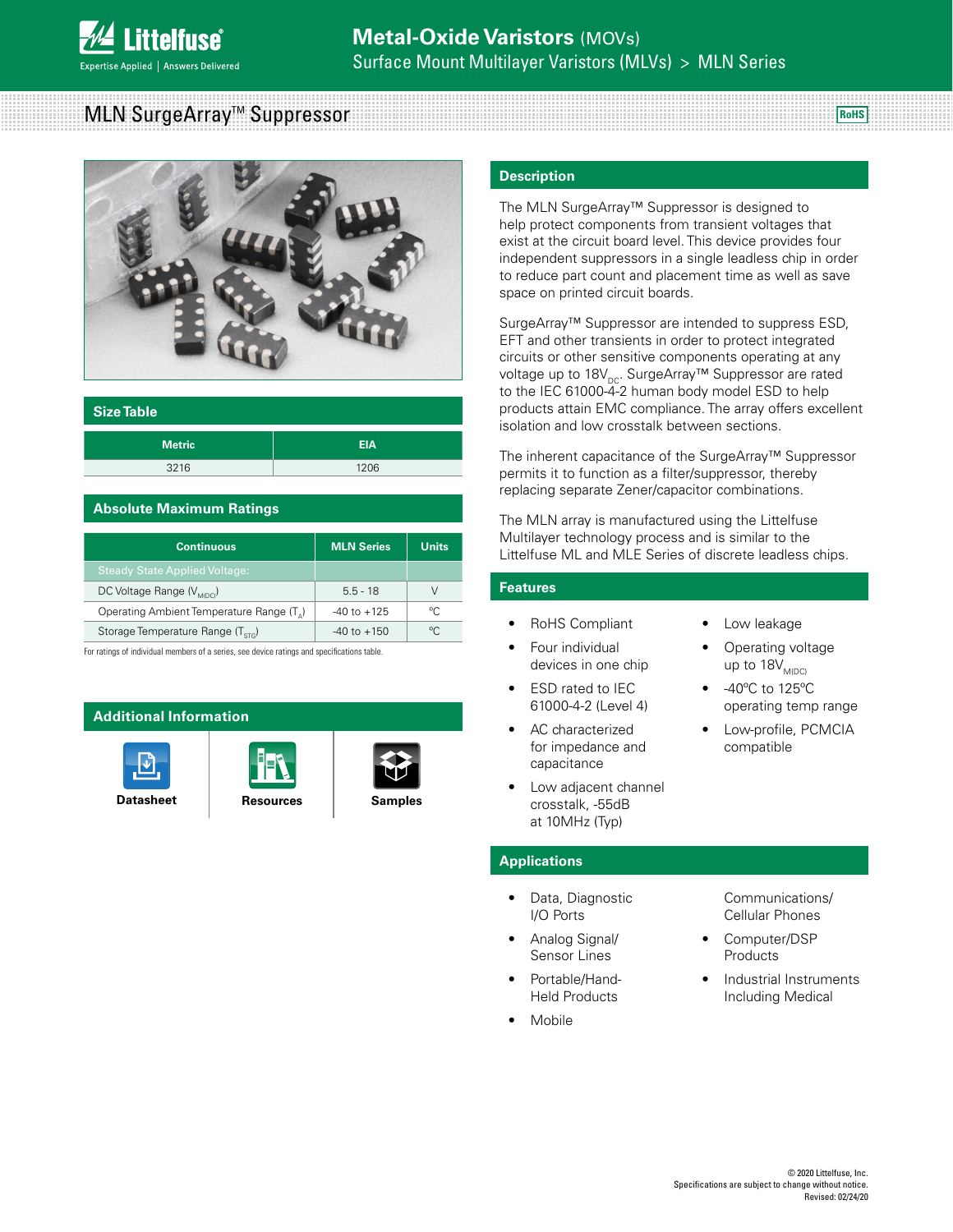# Metal-Oxide Varistors (MOVs)

Surface Mount Multilayer Varistors (MLVs) > MLN Series

## MLN SurgeArray™ Suppressor

RoHS

### Size Table

| Metric | EIA |
|---|---|
| 3216 | 1206 |

### Absolute Maximum Ratings

| Continuous | MLN Series | Units |
|---|---|---|
| Steady State Applied Voltage: | | |
| DC Voltage Range ($V_{M(DC)}$) | 5.5 - 18 | V |
| Operating Ambient Temperature Range ($T_A$) | -40 to +125 | ºC |
| Storage Temperature Range ($T_{STG}$) | -40 to +150 | ºC |

For ratings of individual members of a series, see device ratings and specifications table.

### Additional Information

Datasheet

Resources

Samples

### Description

The MLN SurgeArray™ Suppressor is designed to help protect components from transient voltages that exist at the circuit board level. This device provides four independent suppressors in a single leadless chip in order to reduce part count and placement time as well as save space on printed circuit boards.

SurgeArray™ Suppressor are intended to suppress ESD, EFT and other transients in order to protect integrated circuits or other sensitive components operating at any voltage up to $18V_{DC}$. SurgeArray™ Suppressor are rated to the IEC 61000-4-2 human body model ESD to help products attain EMC compliance. The array offers excellent isolation and low crosstalk between sections.

The inherent capacitance of the SurgeArray™ Suppressor permits it to function as a filter/suppressor, thereby replacing separate Zener/capacitor combinations.

The MLN array is manufactured using the Littelfuse Multilayer technology process and is similar to the Littelfuse ML and MLE Series of discrete leadless chips.

### Features

- RoHS Compliant
- Four individual devices in one chip
- ESD rated to IEC 61000-4-2 (Level 4)
- AC characterized for impedance and capacitance
- Low adjacent channel crosstalk, -55dB at 10MHz (Typ)
- Low leakage
- Operating voltage up to $18V_{M(DC)}$
- -40ºC to 125ºC operating temp range
- Low-profile, PCMCIA compatible

### Applications

- Data, Diagnostic I/O Ports
- Analog Signal/ Sensor Lines
- Portable/Hand-Held Products
- Mobile
- Communications/ Cellular Phones
- Computer/DSP Products
- Industrial Instruments Including Medical

© 2020 Littelfuse, Inc.
Specifications are subject to change without notice.
Revised: 02/24/20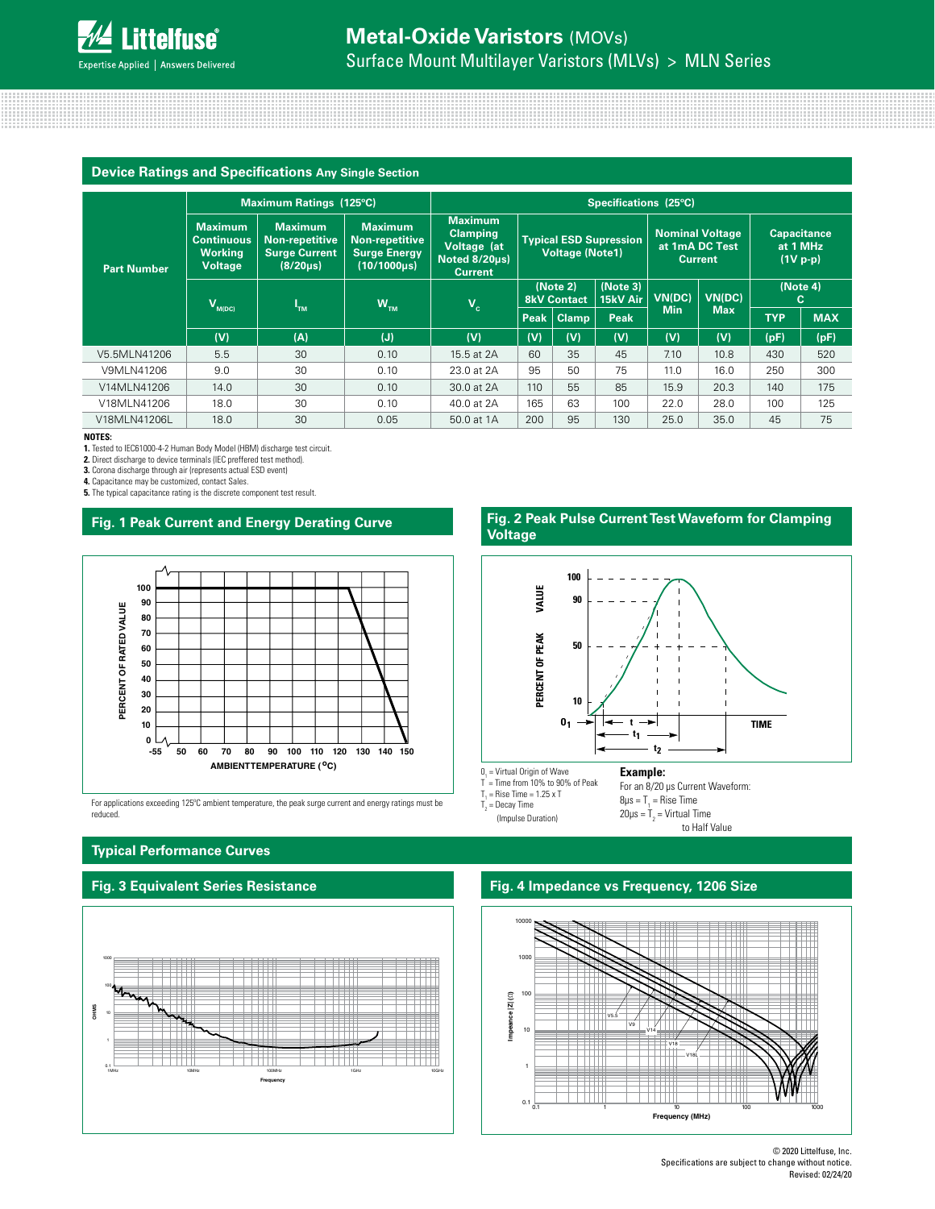## Device Ratings and Specifications Any Single Section

| Part Number | Maximum Ratings (125°C) | | | Specifications (25°C) | | | | | | | |
|---|---|---|---|---|---|---|---|---|---|---|---|
| | Maximum Continuous Working Voltage | Maximum Non-repetitive Surge Current (8/20μs) | Maximum Non-repetitive Surge Energy (10/1000μs) | Maximum Clamping Voltage (at Noted 8/20μs) Current | Typical ESD Supression Voltage (Note1) | | | Nominal Voltage at 1mA DC Test Current | | Capacitance at 1 MHz (1V p-p) | |
| | $V_{M(DC)}$ | $I_{TM}$ | $W_{TM}$ | $V_C$ | (Note 2) 8kV Contact | | (Note 3) 15kV Air | VN(DC) Min | VN(DC) Max | (Note 4) C | |
| | | | | | Peak | Clamp | Peak | | | TYP | MAX |
| | (V) | (A) | (J) | (V) | (V) | (V) | (V) | (V) | (V) | (pF) | (pF) |
| V5.5MLN41206 | 5.5 | 30 | 0.10 | 15.5 at 2A | 60 | 35 | 45 | 7.10 | 10.8 | 430 | 520 |
| V9MLN41206 | 9.0 | 30 | 0.10 | 23.0 at 2A | 95 | 50 | 75 | 11.0 | 16.0 | 250 | 300 |
| V14MLN41206 | 14.0 | 30 | 0.10 | 30.0 at 2A | 110 | 55 | 85 | 15.9 | 20.3 | 140 | 175 |
| V18MLN41206 | 18.0 | 30 | 0.10 | 40.0 at 2A | 165 | 63 | 100 | 22.0 | 28.0 | 100 | 125 |
| V18MLN41206L | 18.0 | 30 | 0.05 | 50.0 at 1A | 200 | 95 | 130 | 25.0 | 35.0 | 45 | 75 |

**NOTES:**

1. Tested to IEC61000-4-2 Human Body Model (HBM) discharge test circuit.
2. Direct discharge to device terminals (IEC preffered test method).
3. Corona discharge through air (represents actual ESD event)
4. Capacitance may be customized, contact Sales.
5. The typical capacitance rating is the discrete component test result.

## Fig. 1 Peak Current and Energy Derating Curve

PERCENT OF RATED VALUE

100
90
80
70
60
50
40
30
20
10
0

-55 50 60 70 80 90 100 110 120 130 140 150

AMBIENT TEMPERATURE (°C)

For applications exceeding 125°C ambient temperature, the peak surge current and energy ratings must be reduced.

## Fig. 2 Peak Pulse Current Test Waveform for Clamping Voltage

PERCENT OF PEAK VALUE

100
90
50
10

$O_1$

t

$t_1$

$t_2$

TIME

$O_1$ = Virtual Origin of Wave
T = Time from 10% to 90% of Peak
$T_1$ = Rise Time = 1.25 x T
$T_2$ = Decay Time (Impulse Duration)

**Example:**
For an 8/20 μs Current Waveform:
8μs = $T_1$ = Rise Time
20μs = $T_2$ = Virtual Time to Half Value

## Typical Performance Curves

## Fig. 3 Equivalent Series Resistance

OHMS

1000
100
10
1
0.1

1MHz 10MHz 100MHz 1GHz 10GHz

Frequency

## Fig. 4 Impedance vs Frequency, 1206 Size

Impedance |Z| (Ω)

10000
1000
100
10
1
0.1

V5.5
V9
V14
V18
V18L

0.1 1 10 100 1000

Frequency (MHz)

© 2020 Littelfuse, Inc.
Specifications are subject to change without notice.
Revised: 02/24/20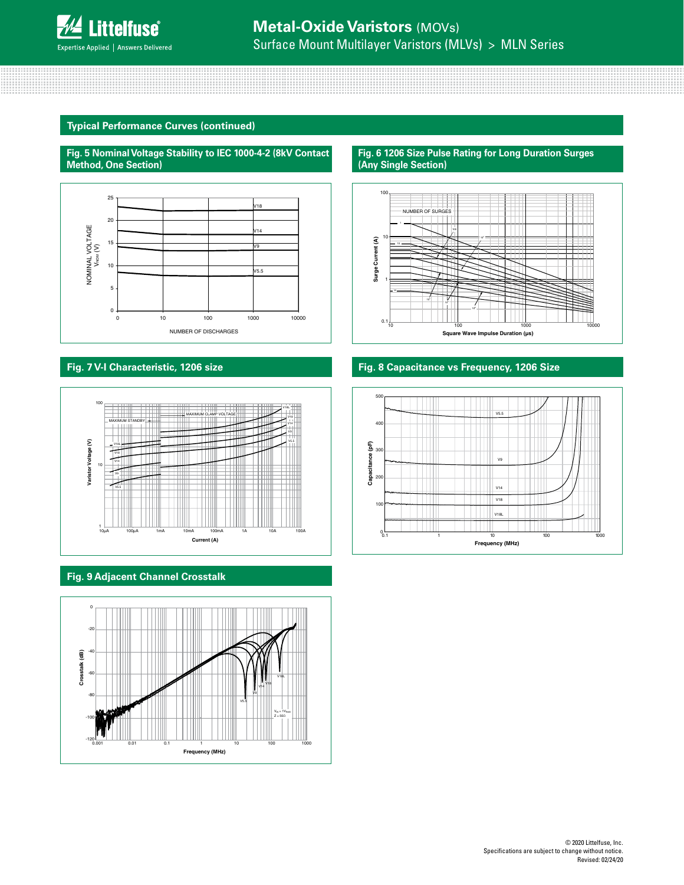## Typical Performance Curves (continued)

### Fig. 5 Nominal Voltage Stability to IEC 1000-4-2 (8kV Contact Method, One Section)

NOMINAL VOLTAGE $V_{NOM}$ (V)

25
20
15
10
5
0

0
10
100
1000
10000

NUMBER OF DISCHARGES

V18
V14
V9
V5.5

### Fig. 6 1206 Size Pulse Rating for Long Duration Surges (Any Single Section)

Surge Current (A)

100
10
1
0.1

10
100
1000
10000

Square Wave Impulse Duration (μs)

NUMBER OF SURGES

### Fig. 7 V-I Characteristic, 1206 size

Varistor Voltage (V)

100
10
1

10μA
100μA
1mA
10mA
100mA
1A
10A
100A

Current (A)

MAXIMUM STANDBY
MAXIMUM CLAMP VOLTAGE

V18L
V18
V14
V9
V5.5

### Fig. 8 Capacitance vs Frequency, 1206 Size

Capacitance (pF)

500
400
300
200
100
0

0.1
1
10
100
1000

Frequency (MHz)

V5.5
V9
V14
V18
V18L

### Fig. 9 Adjacent Channel Crosstalk

Crosstalk (dB)

0
-20
-40
-60
-80
-100
-120

0.001
0.01
0.1
1
10
100
1000

Frequency (MHz)

V5.5
V9
V14
V18
V18L

$V_{IN}$ = 1$V_{RMS}$
Z = 50Ω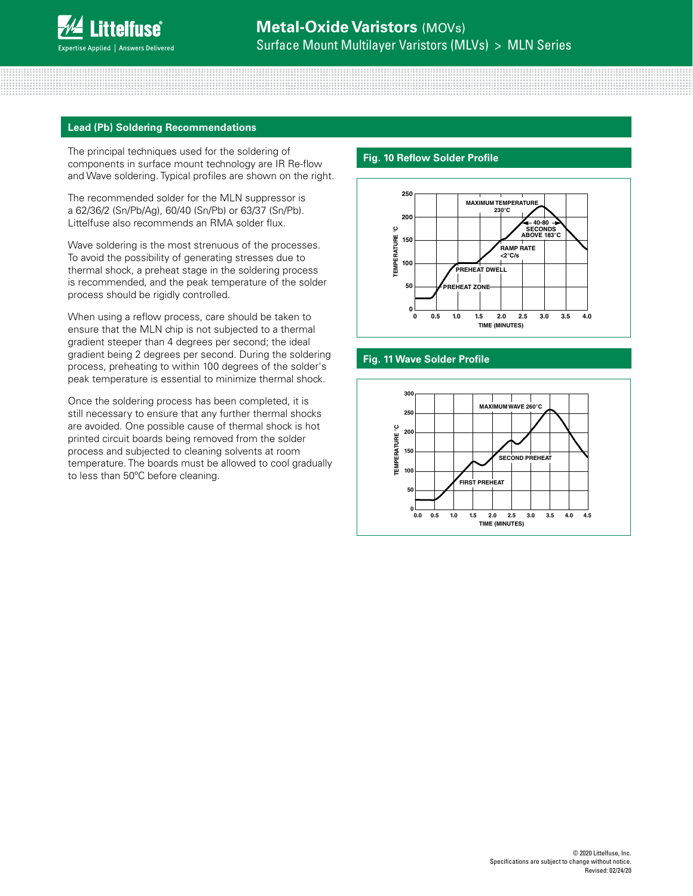## Lead (Pb) Soldering Recommendations

The principal techniques used for the soldering of components in surface mount technology are IR Re-flow and Wave soldering. Typical profiles are shown on the right.

The recommended solder for the MLN suppressor is a 62/36/2 (Sn/Pb/Ag), 60/40 (Sn/Pb) or 63/37 (Sn/Pb). Littelfuse also recommends an RMA solder flux.

Wave soldering is the most strenuous of the processes. To avoid the possibility of generating stresses due to thermal shock, a preheat stage in the soldering process is recommended, and the peak temperature of the solder process should be rigidly controlled.

When using a reflow process, care should be taken to ensure that the MLN chip is not subjected to a thermal gradient steeper than 4 degrees per second; the ideal gradient being 2 degrees per second. During the soldering process, preheating to within 100 degrees of the solder's peak temperature is essential to minimize thermal shock.

Once the soldering process has been completed, it is still necessary to ensure that any further thermal shocks are avoided. One possible cause of thermal shock is hot printed circuit boards being removed from the solder process and subjected to cleaning solvents at room temperature. The boards must be allowed to cool gradually to less than 50ºC before cleaning.

### Fig. 10 Reflow Solder Profile

MAXIMUM TEMPERATURE 230°C
40-80 SECONDS ABOVE 183°C
RAMP RATE <2°C/s
PREHEAT DWELL
PREHEAT ZONE
TEMPERATURE °C
0, 50, 100, 150, 200, 250
TIME (MINUTES)
0, 0.5, 1.0, 1.5, 2.0, 2.5, 3.0, 3.5, 4.0

### Fig. 11 Wave Solder Profile

MAXIMUM WAVE 260°C
SECOND PREHEAT
FIRST PREHEAT
TEMPERATURE °C
0, 50, 100, 150, 200, 250, 300
TIME (MINUTES)
0.0, 0.5, 1.0, 1.5, 2.0, 2.5, 3.0, 3.5, 4.0, 4.5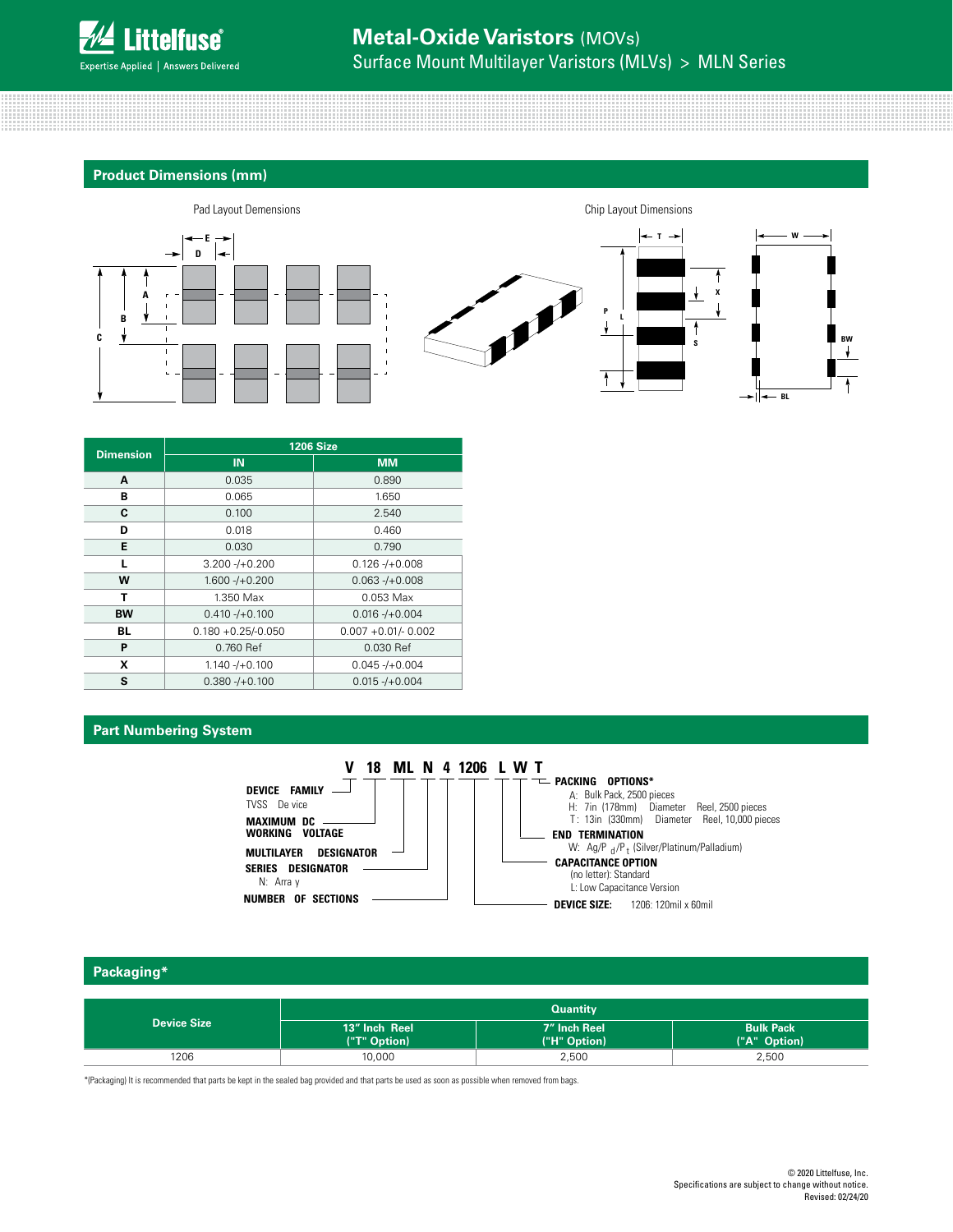## Product Dimensions (mm)

Pad Layout Demensions

Chip Layout Dimensions

| Dimension | 1206 Size | |
|---|---|---|
| | IN | MM |
| A | 0.035 | 0.890 |
| B | 0.065 | 1.650 |
| C | 0.100 | 2.540 |
| D | 0.018 | 0.460 |
| E | 0.030 | 0.790 |
| L | 3.200 -/+0.200 | 0.126 -/+0.008 |
| W | 1.600 -/+0.200 | 0.063 -/+0.008 |
| T | 1.350 Max | 0.053 Max |
| BW | 0.410 -/+0.100 | 0.016 -/+0.004 |
| BL | 0.180 +0.25/-0.050 | 0.007 +0.01/- 0.002 |
| P | 0.760 Ref | 0.030 Ref |
| X | 1.140 -/+0.100 | 0.045 -/+0.004 |
| S | 0.380 -/+0.100 | 0.015 -/+0.004 |

## Part Numbering System

**V 18 ML N 4 1206 L W T**

**DEVICE FAMILY**
TVSS Device

**MAXIMUM DC WORKING VOLTAGE**

**MULTILAYER DESIGNATOR**

**SERIES DESIGNATOR**
N: Array

**NUMBER OF SECTIONS**

**PACKING OPTIONS***
A: Bulk Pack, 2500 pieces
H: 7in (178mm) Diameter Reel, 2500 pieces
T: 13in (330mm) Diameter Reel, 10,000 pieces

**END TERMINATION**
W: Ag/P $_d$/P $_t$ (Silver/Platinum/Palladium)

**CAPACITANCE OPTION**
(no letter): Standard
L: Low Capacitance Version

**DEVICE SIZE:** 1206: 120mil x 60mil

## Packaging*

| Device Size | Quantity | | |
|---|---|---|---|
| | 13" Inch Reel ("T" Option) | 7" Inch Reel ("H" Option) | Bulk Pack ("A" Option) |
| 1206 | 10,000 | 2,500 | 2,500 |

*(Packaging) It is recommended that parts be kept in the sealed bag provided and that parts be used as soon as possible when removed from bags.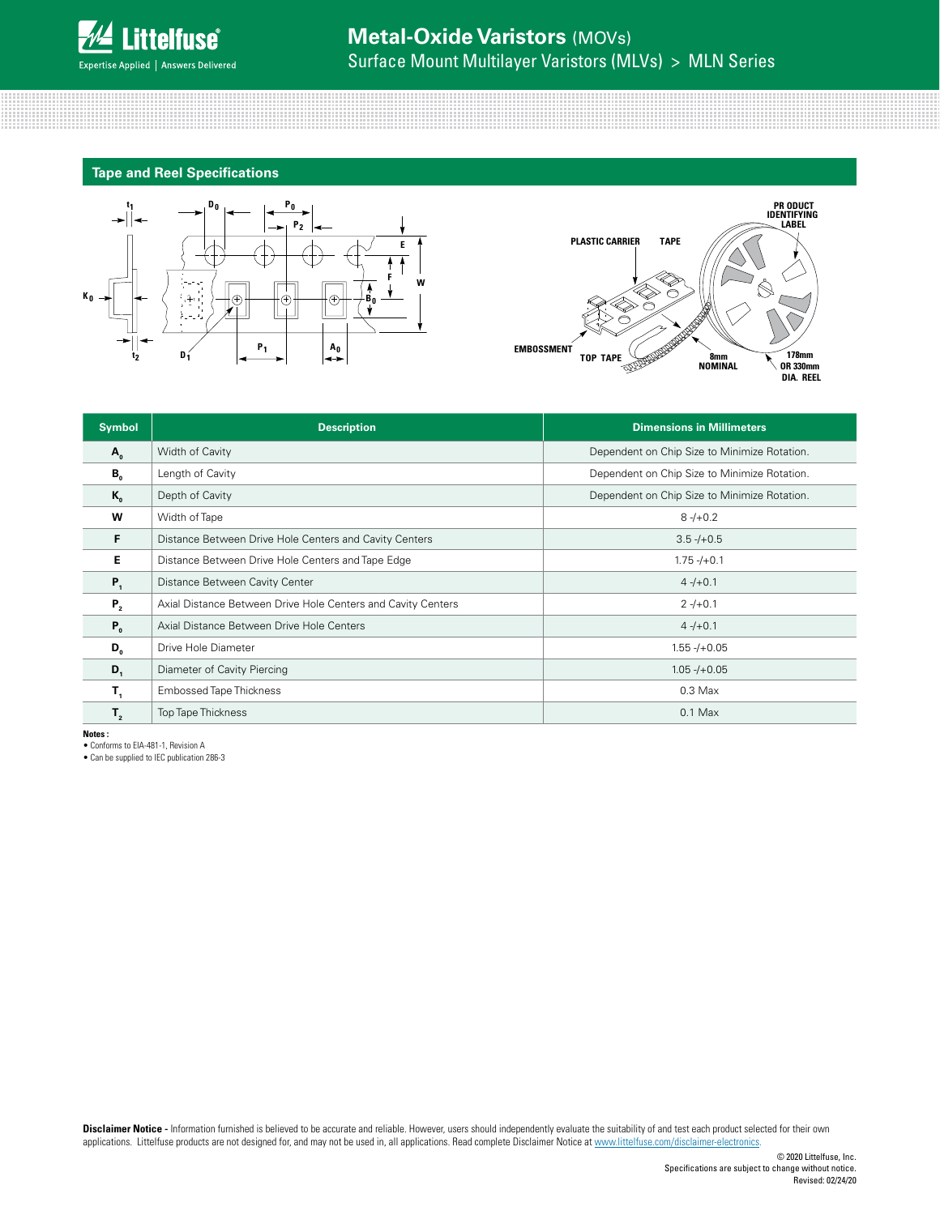## Tape and Reel Specifications

t1

D0

P0

P2

E

F

W

K0

B0

t2

D1

P1

A0

PR ODUCT IDENTIFYING LABEL

PLASTIC CARRIER

TAPE

EMBOSSMENT

TOP TAPE

8mm NOMINAL

178mm OR 330mm DIA. REEL

| Symbol | Description | Dimensions in Millimeters |
|---|---|---|
| $A_0$ | Width of Cavity | Dependent on Chip Size to Minimize Rotation. |
| $B_0$ | Length of Cavity | Dependent on Chip Size to Minimize Rotation. |
| $K_0$ | Depth of Cavity | Dependent on Chip Size to Minimize Rotation. |
| W | Width of Tape | 8 -/+0.2 |
| F | Distance Between Drive Hole Centers and Cavity Centers | 3.5 -/+0.5 |
| E | Distance Between Drive Hole Centers and Tape Edge | 1.75 -/+0.1 |
| $P_1$ | Distance Between Cavity Center | 4 -/+0.1 |
| $P_2$ | Axial Distance Between Drive Hole Centers and Cavity Centers | 2 -/+0.1 |
| $P_0$ | Axial Distance Between Drive Hole Centers | 4 -/+0.1 |
| $D_0$ | Drive Hole Diameter | 1.55 -/+0.05 |
| $D_1$ | Diameter of Cavity Piercing | 1.05 -/+0.05 |
| $T_1$ | Embossed Tape Thickness | 0.3 Max |
| $T_2$ | Top Tape Thickness | 0.1 Max |

**Notes :**

- Conforms to EIA-481-1, Revision A
- Can be supplied to IEC publication 286-3

**Disclaimer Notice -** Information furnished is believed to be accurate and reliable. However, users should independently evaluate the suitability of and test each product selected for their own applications. Littelfuse products are not designed for, and may not be used in, all applications. Read complete Disclaimer Notice at www.littelfuse.com/disclaimer-electronics.

© 2020 Littelfuse, Inc.
Specifications are subject to change without notice.
Revised: 02/24/20